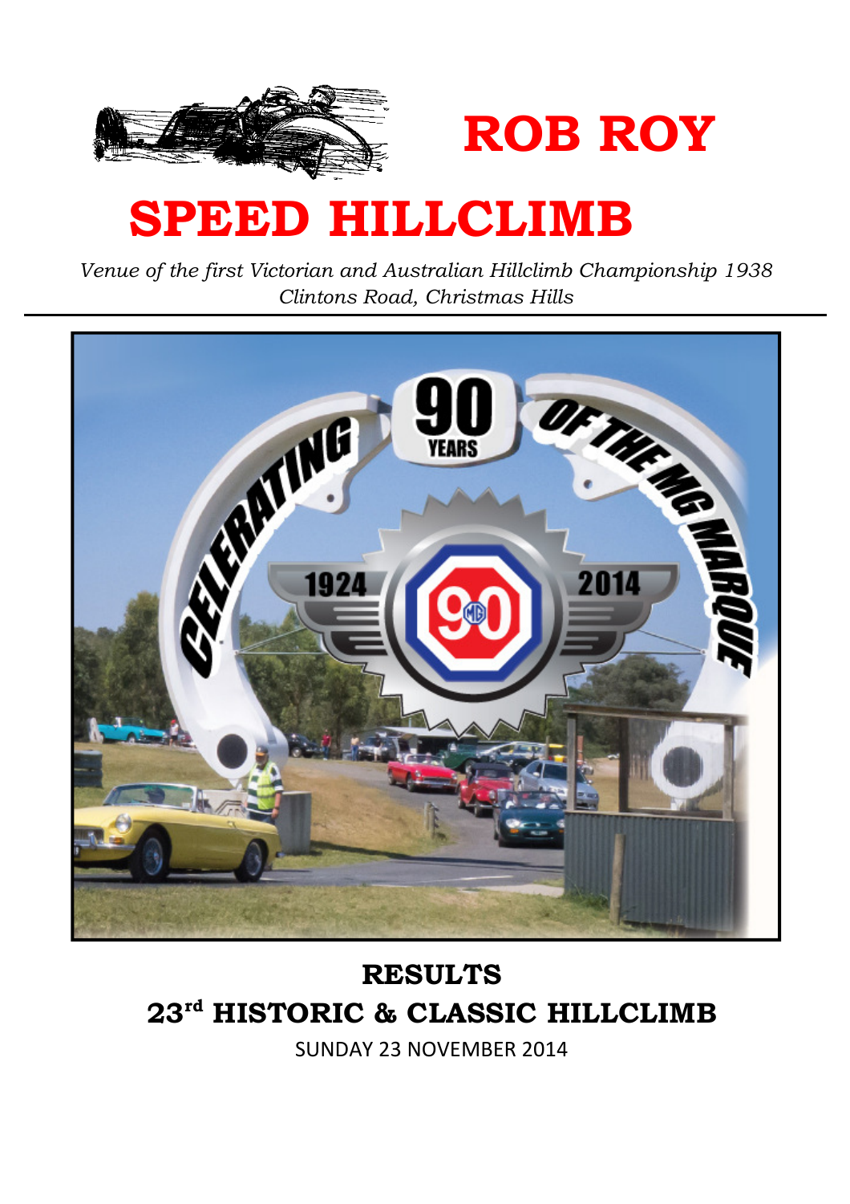# ROB ROY

# SPEED HILLCLIMB

*Venue of the first Victorian and Australian Hillclimb Championship 1938*
*Clintons Road, Christmas Hills*

---

## RESULTS

## 23rd HISTORIC & CLASSIC HILLCLIMB

SUNDAY 23 NOVEMBER 2014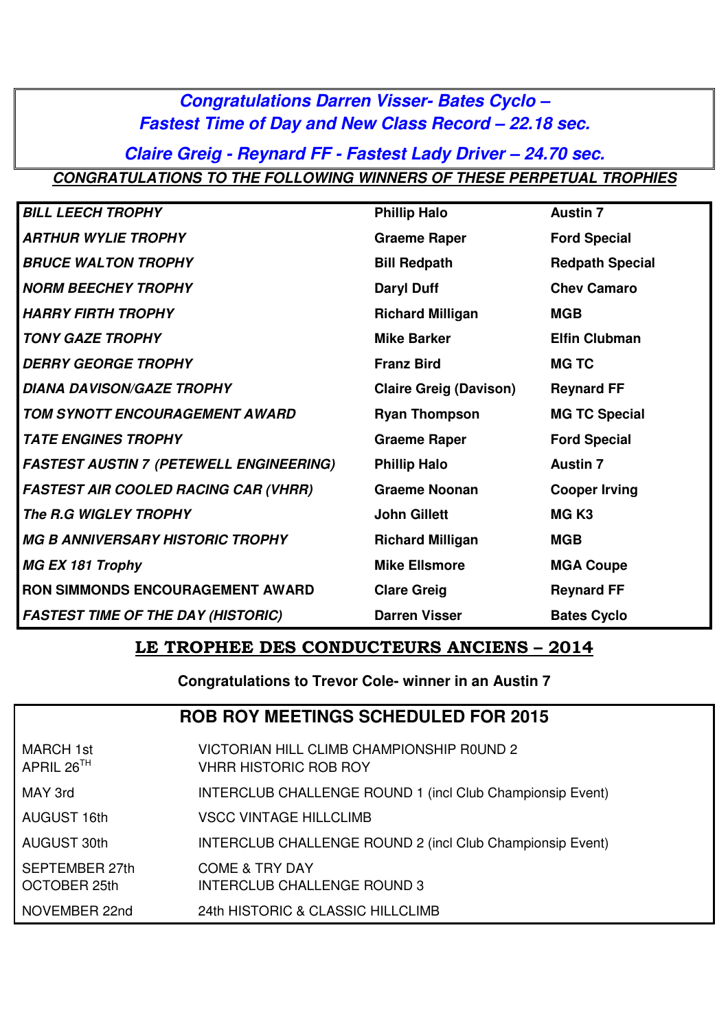***Congratulations Darren Visser- Bates Cyclo – Fastest Time of Day and New Class Record – 22.18 sec.***

***Claire Greig - Reynard FF - Fastest Lady Driver – 24.70 sec.***

***CONGRATULATIONS TO THE FOLLOWING WINNERS OF THESE PERPETUAL TROPHIES***

| | | |
|---|---|---|
| ***BILL LEECH TROPHY*** | **Phillip Halo** | **Austin 7** |
| ***ARTHUR WYLIE TROPHY*** | **Graeme Raper** | **Ford Special** |
| ***BRUCE WALTON TROPHY*** | **Bill Redpath** | **Redpath Special** |
| ***NORM BEECHEY TROPHY*** | **Daryl Duff** | **Chev Camaro** |
| ***HARRY FIRTH TROPHY*** | **Richard Milligan** | **MGB** |
| ***TONY GAZE TROPHY*** | **Mike Barker** | **Elfin Clubman** |
| ***DERRY GEORGE TROPHY*** | **Franz Bird** | **MG TC** |
| ***DIANA DAVISON/GAZE TROPHY*** | **Claire Greig (Davison)** | **Reynard FF** |
| ***TOM SYNOTT ENCOURAGEMENT AWARD*** | **Ryan Thompson** | **MG TC Special** |
| ***TATE ENGINES TROPHY*** | **Graeme Raper** | **Ford Special** |
| ***FASTEST AUSTIN 7 (PETEWELL ENGINEERING)*** | **Phillip Halo** | **Austin 7** |
| ***FASTEST AIR COOLED RACING CAR (VHRR)*** | **Graeme Noonan** | **Cooper Irving** |
| ***The R.G WIGLEY TROPHY*** | **John Gillett** | **MG K3** |
| ***MG B ANNIVERSARY HISTORIC TROPHY*** | **Richard Milligan** | **MGB** |
| ***MG EX 181 Trophy*** | **Mike Ellsmore** | **MGA Coupe** |
| **RON SIMMONDS ENCOURAGEMENT AWARD** | **Clare Greig** | **Reynard FF** |
| ***FASTEST TIME OF THE DAY (HISTORIC)*** | **Darren Visser** | **Bates Cyclo** |

## LE TROPHEE DES CONDUCTEURS ANCIENS – 2014

**Congratulations to Trevor Cole- winner in an Austin 7**

## ROB ROY MEETINGS SCHEDULED FOR 2015

| | |
|---|---|
| MARCH 1st | VICTORIAN HILL CLIMB CHAMPIONSHIP R0UND 2 |
| APRIL 26TH | VHRR HISTORIC ROB ROY |
| MAY 3rd | INTERCLUB CHALLENGE ROUND 1 (incl Club Championsip Event) |
| AUGUST 16th | VSCC VINTAGE HILLCLIMB |
| AUGUST 30th | INTERCLUB CHALLENGE ROUND 2 (incl Club Championsip Event) |
| SEPTEMBER 27th | COME & TRY DAY |
| OCTOBER 25th | INTERCLUB CHALLENGE ROUND 3 |
| NOVEMBER 22nd | 24th HISTORIC & CLASSIC HILLCLIMB |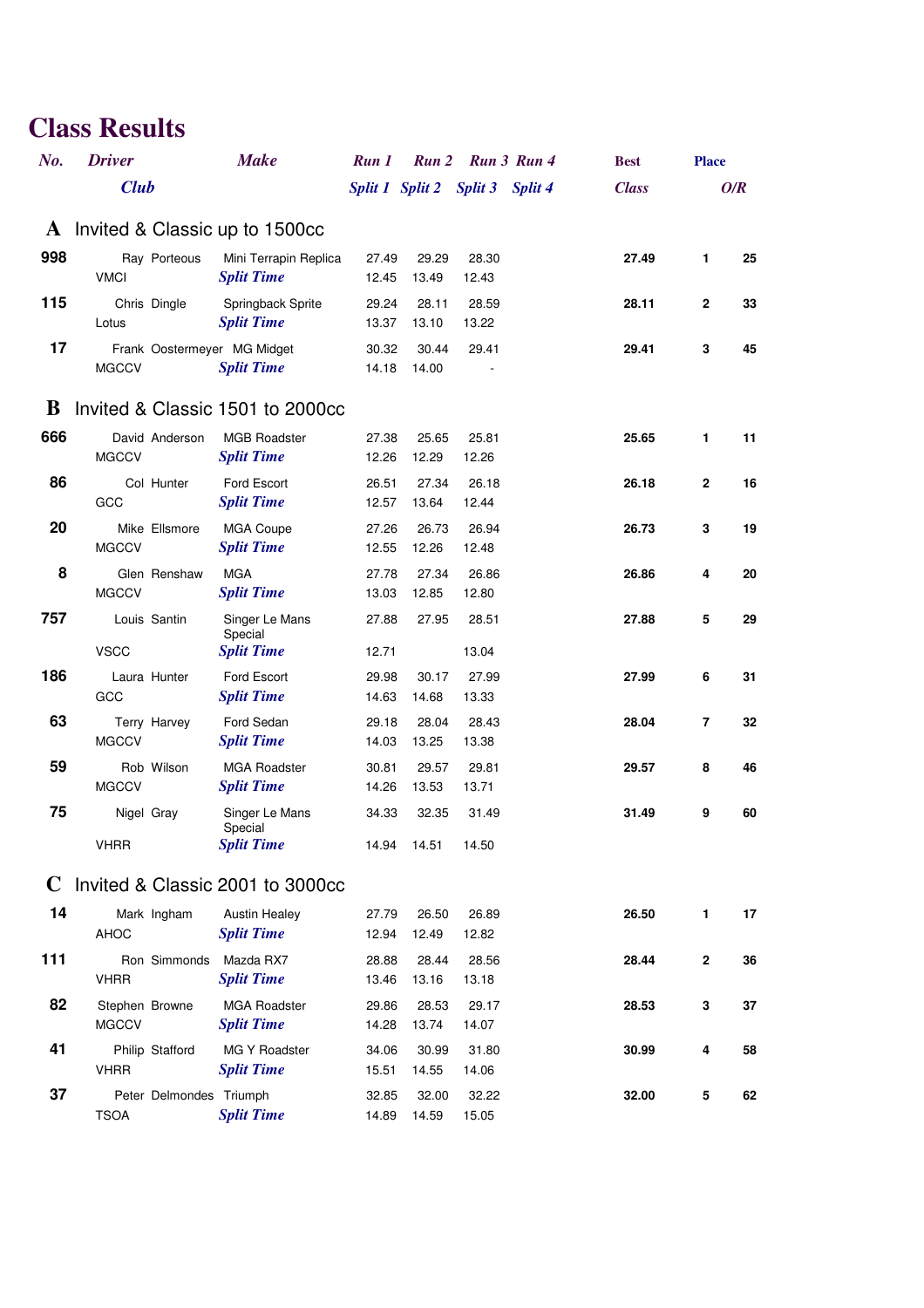# Class Results

| No. | Driver / Club | Make | Run 1 / Split 1 | Run 2 / Split 2 | Run 3 / Split 3 | Run 4 / Split 4 | Best Class | Place | O/R |
|---|---|---|---|---|---|---|---|---|---|
| **A** | **Invited & Classic up to 1500cc** | | | | | | | | |
| **998** | Ray Porteous | Mini Terrapin Replica | 27.49 | 29.29 | 28.30 | | **27.49** | **1** | **25** |
| | VMCI | *Split Time* | 12.45 | 13.49 | 12.43 | | | | |
| **115** | Chris Dingle | Springback Sprite | 29.24 | 28.11 | 28.59 | | **28.11** | **2** | **33** |
| | Lotus | *Split Time* | 13.37 | 13.10 | 13.22 | | | | |
| **17** | Frank Oostermeyer | MG Midget | 30.32 | 30.44 | 29.41 | | **29.41** | **3** | **45** |
| | MGCCV | *Split Time* | 14.18 | 14.00 | - | | | | |
| **B** | **Invited & Classic 1501 to 2000cc** | | | | | | | | |
| **666** | David Anderson | MGB Roadster | 27.38 | 25.65 | 25.81 | | **25.65** | **1** | **11** |
| | MGCCV | *Split Time* | 12.26 | 12.29 | 12.26 | | | | |
| **86** | Col Hunter | Ford Escort | 26.51 | 27.34 | 26.18 | | **26.18** | **2** | **16** |
| | GCC | *Split Time* | 12.57 | 13.64 | 12.44 | | | | |
| **20** | Mike Ellsmore | MGA Coupe | 27.26 | 26.73 | 26.94 | | **26.73** | **3** | **19** |
| | MGCCV | *Split Time* | 12.55 | 12.26 | 12.48 | | | | |
| **8** | Glen Renshaw | MGA | 27.78 | 27.34 | 26.86 | | **26.86** | **4** | **20** |
| | MGCCV | *Split Time* | 13.03 | 12.85 | 12.80 | | | | |
| **757** | Louis Santin | Singer Le Mans Special | 27.88 | 27.95 | 28.51 | | **27.88** | **5** | **29** |
| | VSCC | *Split Time* | 12.71 | | 13.04 | | | | |
| **186** | Laura Hunter | Ford Escort | 29.98 | 30.17 | 27.99 | | **27.99** | **6** | **31** |
| | GCC | *Split Time* | 14.63 | 14.68 | 13.33 | | | | |
| **63** | Terry Harvey | Ford Sedan | 29.18 | 28.04 | 28.43 | | **28.04** | **7** | **32** |
| | MGCCV | *Split Time* | 14.03 | 13.25 | 13.38 | | | | |
| **59** | Rob Wilson | MGA Roadster | 30.81 | 29.57 | 29.81 | | **29.57** | **8** | **46** |
| | MGCCV | *Split Time* | 14.26 | 13.53 | 13.71 | | | | |
| **75** | Nigel Gray | Singer Le Mans Special | 34.33 | 32.35 | 31.49 | | **31.49** | **9** | **60** |
| | VHRR | *Split Time* | 14.94 | 14.51 | 14.50 | | | | |
| **C** | **Invited & Classic 2001 to 3000cc** | | | | | | | | |
| **14** | Mark Ingham | Austin Healey | 27.79 | 26.50 | 26.89 | | **26.50** | **1** | **17** |
| | AHOC | *Split Time* | 12.94 | 12.49 | 12.82 | | | | |
| **111** | Ron Simmonds | Mazda RX7 | 28.88 | 28.44 | 28.56 | | **28.44** | **2** | **36** |
| | VHRR | *Split Time* | 13.46 | 13.16 | 13.18 | | | | |
| **82** | Stephen Browne | MGA Roadster | 29.86 | 28.53 | 29.17 | | **28.53** | **3** | **37** |
| | MGCCV | *Split Time* | 14.28 | 13.74 | 14.07 | | | | |
| **41** | Philip Stafford | MG Y Roadster | 34.06 | 30.99 | 31.80 | | **30.99** | **4** | **58** |
| | VHRR | *Split Time* | 15.51 | 14.55 | 14.06 | | | | |
| **37** | Peter Delmondes | Triumph | 32.85 | 32.00 | 32.22 | | **32.00** | **5** | **62** |
| | TSOA | *Split Time* | 14.89 | 14.59 | 15.05 | | | | |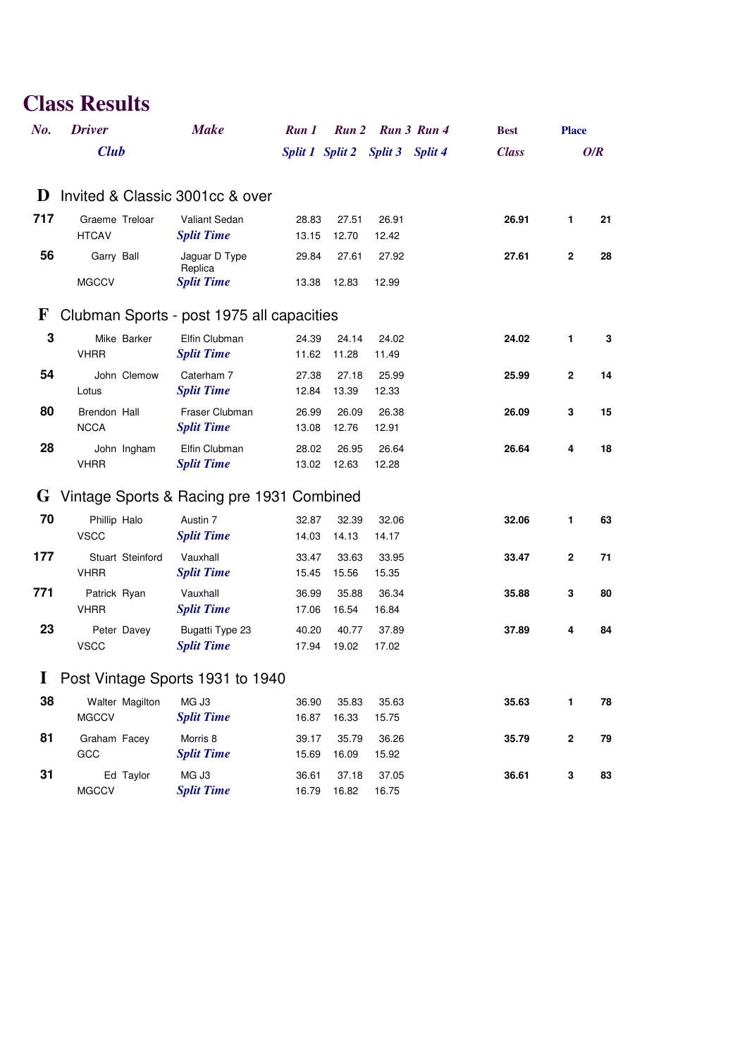# Class Results

| No. | Driver / Club | Make | Run 1 / Split 1 | Run 2 / Split 2 | Run 3 / Split 3 | Run 4 / Split 4 | Best Class | Place | O/R |
|---|---|---|---|---|---|---|---|---|---|
| **D** | **Invited & Classic 3001cc & over** | | | | | | | | |
| **717** | Graeme Treloar | Valiant Sedan | 28.83 | 27.51 | 26.91 | | **26.91** | **1** | **21** |
| | HTCAV | *Split Time* | 13.15 | 12.70 | 12.42 | | | | |
| **56** | Garry Ball | Jaguar D Type Replica | 29.84 | 27.61 | 27.92 | | **27.61** | **2** | **28** |
| | MGCCV | *Split Time* | 13.38 | 12.83 | 12.99 | | | | |
| **F** | **Clubman Sports - post 1975 all capacities** | | | | | | | | |
| **3** | Mike Barker | Elfin Clubman | 24.39 | 24.14 | 24.02 | | **24.02** | **1** | **3** |
| | VHRR | *Split Time* | 11.62 | 11.28 | 11.49 | | | | |
| **54** | John Clemow | Caterham 7 | 27.38 | 27.18 | 25.99 | | **25.99** | **2** | **14** |
| | Lotus | *Split Time* | 12.84 | 13.39 | 12.33 | | | | |
| **80** | Brendon Hall | Fraser Clubman | 26.99 | 26.09 | 26.38 | | **26.09** | **3** | **15** |
| | NCCA | *Split Time* | 13.08 | 12.76 | 12.91 | | | | |
| **28** | John Ingham | Elfin Clubman | 28.02 | 26.95 | 26.64 | | **26.64** | **4** | **18** |
| | VHRR | *Split Time* | 13.02 | 12.63 | 12.28 | | | | |
| **G** | **Vintage Sports & Racing pre 1931 Combined** | | | | | | | | |
| **70** | Phillip Halo | Austin 7 | 32.87 | 32.39 | 32.06 | | **32.06** | **1** | **63** |
| | VSCC | *Split Time* | 14.03 | 14.13 | 14.17 | | | | |
| **177** | Stuart Steinford | Vauxhall | 33.47 | 33.63 | 33.95 | | **33.47** | **2** | **71** |
| | VHRR | *Split Time* | 15.45 | 15.56 | 15.35 | | | | |
| **771** | Patrick Ryan | Vauxhall | 36.99 | 35.88 | 36.34 | | **35.88** | **3** | **80** |
| | VHRR | *Split Time* | 17.06 | 16.54 | 16.84 | | | | |
| **23** | Peter Davey | Bugatti Type 23 | 40.20 | 40.77 | 37.89 | | **37.89** | **4** | **84** |
| | VSCC | *Split Time* | 17.94 | 19.02 | 17.02 | | | | |
| **I** | **Post Vintage Sports 1931 to 1940** | | | | | | | | |
| **38** | Walter Magilton | MG J3 | 36.90 | 35.83 | 35.63 | | **35.63** | **1** | **78** |
| | MGCCV | *Split Time* | 16.87 | 16.33 | 15.75 | | | | |
| **81** | Graham Facey | Morris 8 | 39.17 | 35.79 | 36.26 | | **35.79** | **2** | **79** |
| | GCC | *Split Time* | 15.69 | 16.09 | 15.92 | | | | |
| **31** | Ed Taylor | MG J3 | 36.61 | 37.18 | 37.05 | | **36.61** | **3** | **83** |
| | MGCCV | *Split Time* | 16.79 | 16.82 | 16.75 | | | | |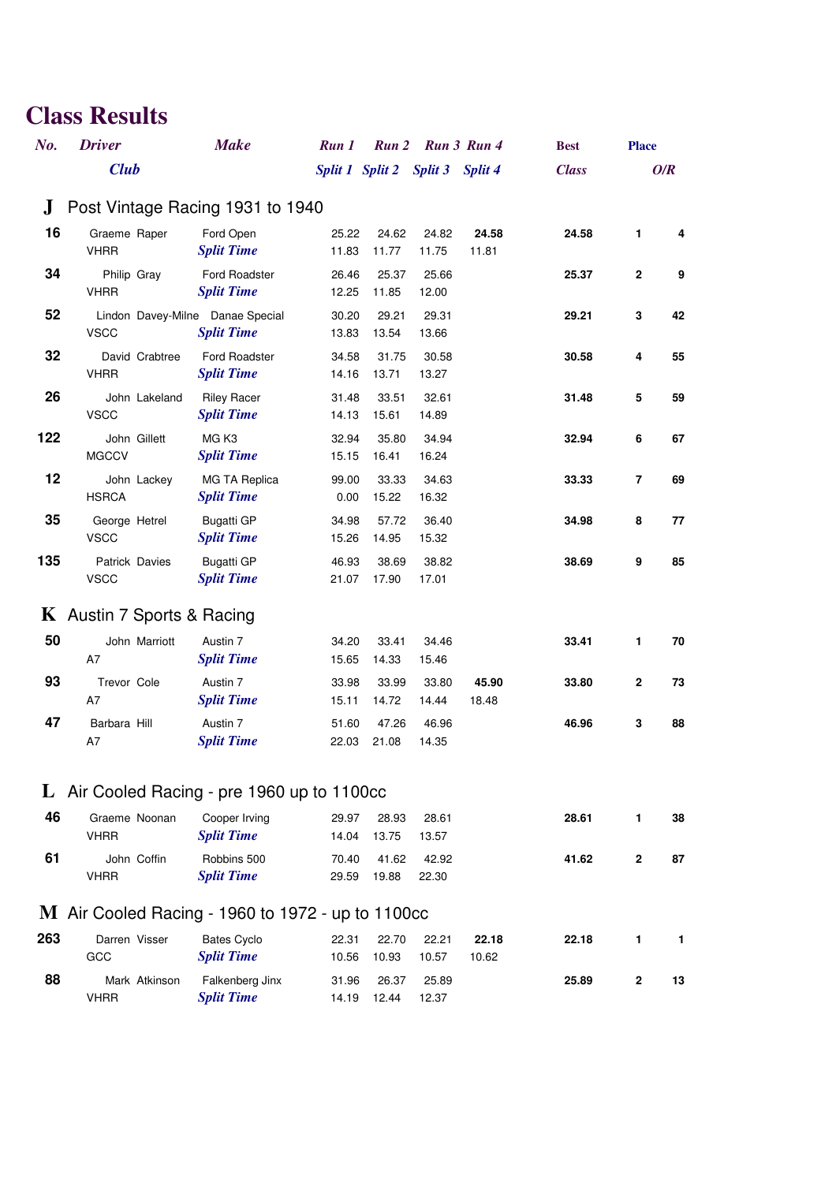# Class Results

| No. | Driver / Club | Make | Run 1 / Split 1 | Run 2 / Split 2 | Run 3 / Split 3 | Run 4 / Split 4 | Best Class | Place | O/R |
|---|---|---|---|---|---|---|---|---|---|
| **J** | **Post Vintage Racing 1931 to 1940** | | | | | | | | |
| 16 | Graeme Raper | Ford Open | 25.22 | 24.62 | 24.82 | **24.58** | **24.58** | **1** | **4** |
| | VHRR | *Split Time* | 11.83 | 11.77 | 11.75 | 11.81 | | | |
| 34 | Philip Gray | Ford Roadster | 26.46 | 25.37 | 25.66 | | **25.37** | **2** | **9** |
| | VHRR | *Split Time* | 12.25 | 11.85 | 12.00 | | | | |
| 52 | Lindon Davey-Milne | Danae Special | 30.20 | 29.21 | 29.31 | | **29.21** | **3** | **42** |
| | VSCC | *Split Time* | 13.83 | 13.54 | 13.66 | | | | |
| 32 | David Crabtree | Ford Roadster | 34.58 | 31.75 | 30.58 | | **30.58** | **4** | **55** |
| | VHRR | *Split Time* | 14.16 | 13.71 | 13.27 | | | | |
| 26 | John Lakeland | Riley Racer | 31.48 | 33.51 | 32.61 | | **31.48** | **5** | **59** |
| | VSCC | *Split Time* | 14.13 | 15.61 | 14.89 | | | | |
| 122 | John Gillett | MG K3 | 32.94 | 35.80 | 34.94 | | **32.94** | **6** | **67** |
| | MGCCV | *Split Time* | 15.15 | 16.41 | 16.24 | | | | |
| 12 | John Lackey | MG TA Replica | 99.00 | 33.33 | 34.63 | | **33.33** | **7** | **69** |
| | HSRCA | *Split Time* | 0.00 | 15.22 | 16.32 | | | | |
| 35 | George Hetrel | Bugatti GP | 34.98 | 57.72 | 36.40 | | **34.98** | **8** | **77** |
| | VSCC | *Split Time* | 15.26 | 14.95 | 15.32 | | | | |
| 135 | Patrick Davies | Bugatti GP | 46.93 | 38.69 | 38.82 | | **38.69** | **9** | **85** |
| | VSCC | *Split Time* | 21.07 | 17.90 | 17.01 | | | | |
| **K** | **Austin 7 Sports & Racing** | | | | | | | | |
| 50 | John Marriott | Austin 7 | 34.20 | 33.41 | 34.46 | | **33.41** | **1** | **70** |
| | A7 | *Split Time* | 15.65 | 14.33 | 15.46 | | | | |
| 93 | Trevor Cole | Austin 7 | 33.98 | 33.99 | 33.80 | **45.90** | **33.80** | **2** | **73** |
| | A7 | *Split Time* | 15.11 | 14.72 | 14.44 | 18.48 | | | |
| 47 | Barbara Hill | Austin 7 | 51.60 | 47.26 | 46.96 | | **46.96** | **3** | **88** |
| | A7 | *Split Time* | 22.03 | 21.08 | 14.35 | | | | |
| **L** | **Air Cooled Racing - pre 1960 up to 1100cc** | | | | | | | | |
| 46 | Graeme Noonan | Cooper Irving | 29.97 | 28.93 | 28.61 | | **28.61** | **1** | **38** |
| | VHRR | *Split Time* | 14.04 | 13.75 | 13.57 | | | | |
| 61 | John Coffin | Robbins 500 | 70.40 | 41.62 | 42.92 | | **41.62** | **2** | **87** |
| | VHRR | *Split Time* | 29.59 | 19.88 | 22.30 | | | | |
| **M** | **Air Cooled Racing - 1960 to 1972 - up to 1100cc** | | | | | | | | |
| 263 | Darren Visser | Bates Cyclo | 22.31 | 22.70 | 22.21 | **22.18** | **22.18** | **1** | **1** |
| | GCC | *Split Time* | 10.56 | 10.93 | 10.57 | 10.62 | | | |
| 88 | Mark Atkinson | Falkenberg Jinx | 31.96 | 26.37 | 25.89 | | **25.89** | **2** | **13** |
| | VHRR | *Split Time* | 14.19 | 12.44 | 12.37 | | | | |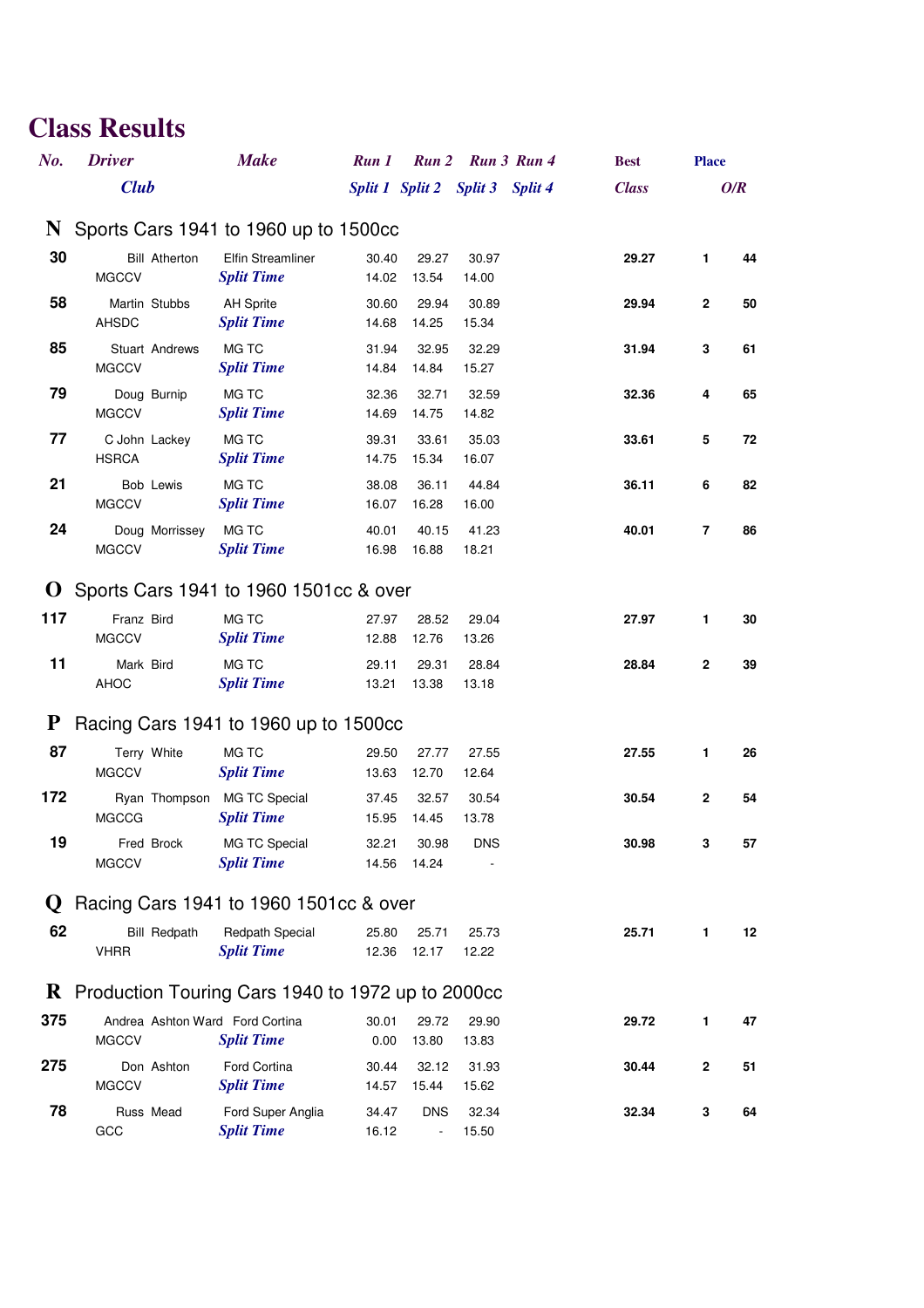# Class Results

| No. | Driver / Club | Make | Run 1 / Split 1 | Run 2 / Split 2 | Run 3 / Split 3 | Run 4 / Split 4 | Best Class | Place | O/R |
|---|---|---|---|---|---|---|---|---|---|
| **N** | **Sports Cars 1941 to 1960 up to 1500cc** | | | | | | | | |
| 30 | Bill Atherton | Elfin Streamliner | 30.40 | 29.27 | 30.97 | | **29.27** | **1** | **44** |
| | MGCCV | *Split Time* | 14.02 | 13.54 | 14.00 | | | | |
| 58 | Martin Stubbs | AH Sprite | 30.60 | 29.94 | 30.89 | | **29.94** | **2** | **50** |
| | AHSDC | *Split Time* | 14.68 | 14.25 | 15.34 | | | | |
| 85 | Stuart Andrews | MG TC | 31.94 | 32.95 | 32.29 | | **31.94** | **3** | **61** |
| | MGCCV | *Split Time* | 14.84 | 14.84 | 15.27 | | | | |
| 79 | Doug Burnip | MG TC | 32.36 | 32.71 | 32.59 | | **32.36** | **4** | **65** |
| | MGCCV | *Split Time* | 14.69 | 14.75 | 14.82 | | | | |
| 77 | C John Lackey | MG TC | 39.31 | 33.61 | 35.03 | | **33.61** | **5** | **72** |
| | HSRCA | *Split Time* | 14.75 | 15.34 | 16.07 | | | | |
| 21 | Bob Lewis | MG TC | 38.08 | 36.11 | 44.84 | | **36.11** | **6** | **82** |
| | MGCCV | *Split Time* | 16.07 | 16.28 | 16.00 | | | | |
| 24 | Doug Morrissey | MG TC | 40.01 | 40.15 | 41.23 | | **40.01** | **7** | **86** |
| | MGCCV | *Split Time* | 16.98 | 16.88 | 18.21 | | | | |
| **O** | **Sports Cars 1941 to 1960 1501cc & over** | | | | | | | | |
| 117 | Franz Bird | MG TC | 27.97 | 28.52 | 29.04 | | **27.97** | **1** | **30** |
| | MGCCV | *Split Time* | 12.88 | 12.76 | 13.26 | | | | |
| 11 | Mark Bird | MG TC | 29.11 | 29.31 | 28.84 | | **28.84** | **2** | **39** |
| | AHOC | *Split Time* | 13.21 | 13.38 | 13.18 | | | | |
| **P** | **Racing Cars 1941 to 1960 up to 1500cc** | | | | | | | | |
| 87 | Terry White | MG TC | 29.50 | 27.77 | 27.55 | | **27.55** | **1** | **26** |
| | MGCCV | *Split Time* | 13.63 | 12.70 | 12.64 | | | | |
| 172 | Ryan Thompson | MG TC Special | 37.45 | 32.57 | 30.54 | | **30.54** | **2** | **54** |
| | MGCCG | *Split Time* | 15.95 | 14.45 | 13.78 | | | | |
| 19 | Fred Brock | MG TC Special | 32.21 | 30.98 | DNS | | **30.98** | **3** | **57** |
| | MGCCV | *Split Time* | 14.56 | 14.24 | - | | | | |
| **Q** | **Racing Cars 1941 to 1960 1501cc & over** | | | | | | | | |
| 62 | Bill Redpath | Redpath Special | 25.80 | 25.71 | 25.73 | | **25.71** | **1** | **12** |
| | VHRR | *Split Time* | 12.36 | 12.17 | 12.22 | | | | |
| **R** | **Production Touring Cars 1940 to 1972 up to 2000cc** | | | | | | | | |
| 375 | Andrea Ashton Ward | Ford Cortina | 30.01 | 29.72 | 29.90 | | **29.72** | **1** | **47** |
| | MGCCV | *Split Time* | 0.00 | 13.80 | 13.83 | | | | |
| 275 | Don Ashton | Ford Cortina | 30.44 | 32.12 | 31.93 | | **30.44** | **2** | **51** |
| | MGCCV | *Split Time* | 14.57 | 15.44 | 15.62 | | | | |
| 78 | Russ Mead | Ford Super Anglia | 34.47 | DNS | 32.34 | | **32.34** | **3** | **64** |
| | GCC | *Split Time* | 16.12 | - | 15.50 | | | | |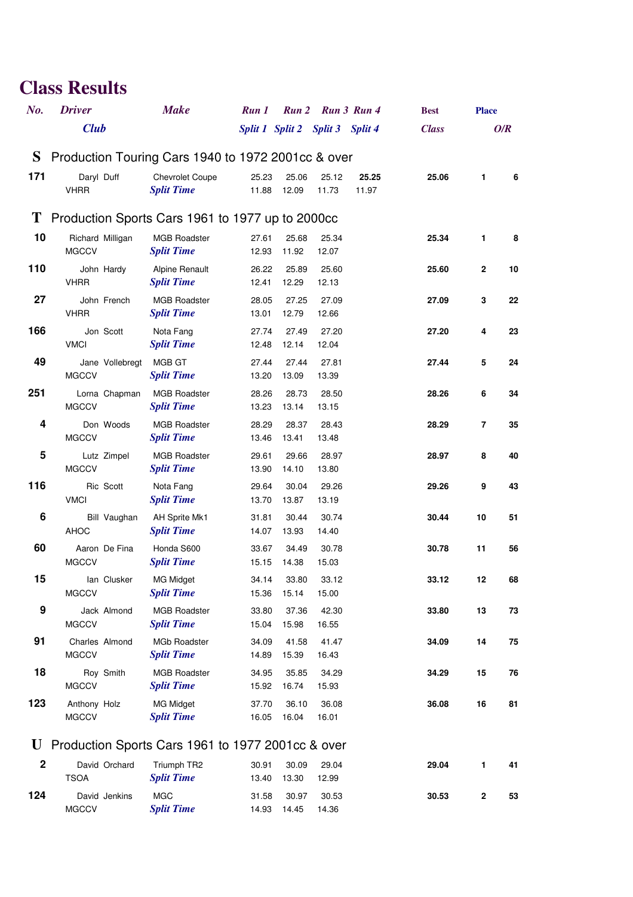# Class Results

| No. | Driver / Club | Make | Run 1 / Split 1 | Run 2 / Split 2 | Run 3 / Split 3 | Run 4 / Split 4 | Best Class | Place | O/R |
|---|---|---|---|---|---|---|---|---|---|
| **S** | **Production Touring Cars 1940 to 1972 2001cc & over** | | | | | | | | |
| 171 | Daryl Duff | Chevrolet Coupe | 25.23 | 25.06 | 25.12 | **25.25** | **25.06** | **1** | **6** |
| | VHRR | *Split Time* | 11.88 | 12.09 | 11.73 | 11.97 | | | |
| **T** | **Production Sports Cars 1961 to 1977 up to 2000cc** | | | | | | | | |
| 10 | Richard Milligan | MGB Roadster | 27.61 | 25.68 | 25.34 | | **25.34** | **1** | **8** |
| | MGCCV | *Split Time* | 12.93 | 11.92 | 12.07 | | | | |
| 110 | John Hardy | Alpine Renault | 26.22 | 25.89 | 25.60 | | **25.60** | **2** | **10** |
| | VHRR | *Split Time* | 12.41 | 12.29 | 12.13 | | | | |
| 27 | John French | MGB Roadster | 28.05 | 27.25 | 27.09 | | **27.09** | **3** | **22** |
| | VHRR | *Split Time* | 13.01 | 12.79 | 12.66 | | | | |
| 166 | Jon Scott | Nota Fang | 27.74 | 27.49 | 27.20 | | **27.20** | **4** | **23** |
| | VMCI | *Split Time* | 12.48 | 12.14 | 12.04 | | | | |
| 49 | Jane Vollebregt | MGB GT | 27.44 | 27.44 | 27.81 | | **27.44** | **5** | **24** |
| | MGCCV | *Split Time* | 13.20 | 13.09 | 13.39 | | | | |
| 251 | Lorna Chapman | MGB Roadster | 28.26 | 28.73 | 28.50 | | **28.26** | **6** | **34** |
| | MGCCV | *Split Time* | 13.23 | 13.14 | 13.15 | | | | |
| 4 | Don Woods | MGB Roadster | 28.29 | 28.37 | 28.43 | | **28.29** | **7** | **35** |
| | MGCCV | *Split Time* | 13.46 | 13.41 | 13.48 | | | | |
| 5 | Lutz Zimpel | MGB Roadster | 29.61 | 29.66 | 28.97 | | **28.97** | **8** | **40** |
| | MGCCV | *Split Time* | 13.90 | 14.10 | 13.80 | | | | |
| 116 | Ric Scott | Nota Fang | 29.64 | 30.04 | 29.26 | | **29.26** | **9** | **43** |
| | VMCI | *Split Time* | 13.70 | 13.87 | 13.19 | | | | |
| 6 | Bill Vaughan | AH Sprite Mk1 | 31.81 | 30.44 | 30.74 | | **30.44** | **10** | **51** |
| | AHOC | *Split Time* | 14.07 | 13.93 | 14.40 | | | | |
| 60 | Aaron De Fina | Honda S600 | 33.67 | 34.49 | 30.78 | | **30.78** | **11** | **56** |
| | MGCCV | *Split Time* | 15.15 | 14.38 | 15.03 | | | | |
| 15 | Ian Clusker | MG Midget | 34.14 | 33.80 | 33.12 | | **33.12** | **12** | **68** |
| | MGCCV | *Split Time* | 15.36 | 15.14 | 15.00 | | | | |
| 9 | Jack Almond | MGB Roadster | 33.80 | 37.36 | 42.30 | | **33.80** | **13** | **73** |
| | MGCCV | *Split Time* | 15.04 | 15.98 | 16.55 | | | | |
| 91 | Charles Almond | MGb Roadster | 34.09 | 41.58 | 41.47 | | **34.09** | **14** | **75** |
| | MGCCV | *Split Time* | 14.89 | 15.39 | 16.43 | | | | |
| 18 | Roy Smith | MGB Roadster | 34.95 | 35.85 | 34.29 | | **34.29** | **15** | **76** |
| | MGCCV | *Split Time* | 15.92 | 16.74 | 15.93 | | | | |
| 123 | Anthony Holz | MG Midget | 37.70 | 36.10 | 36.08 | | **36.08** | **16** | **81** |
| | MGCCV | *Split Time* | 16.05 | 16.04 | 16.01 | | | | |
| **U** | **Production Sports Cars 1961 to 1977 2001cc & over** | | | | | | | | |
| 2 | David Orchard | Triumph TR2 | 30.91 | 30.09 | 29.04 | | **29.04** | **1** | **41** |
| | TSOA | *Split Time* | 13.40 | 13.30 | 12.99 | | | | |
| 124 | David Jenkins | MGC | 31.58 | 30.97 | 30.53 | | **30.53** | **2** | **53** |
| | MGCCV | *Split Time* | 14.93 | 14.45 | 14.36 | | | | |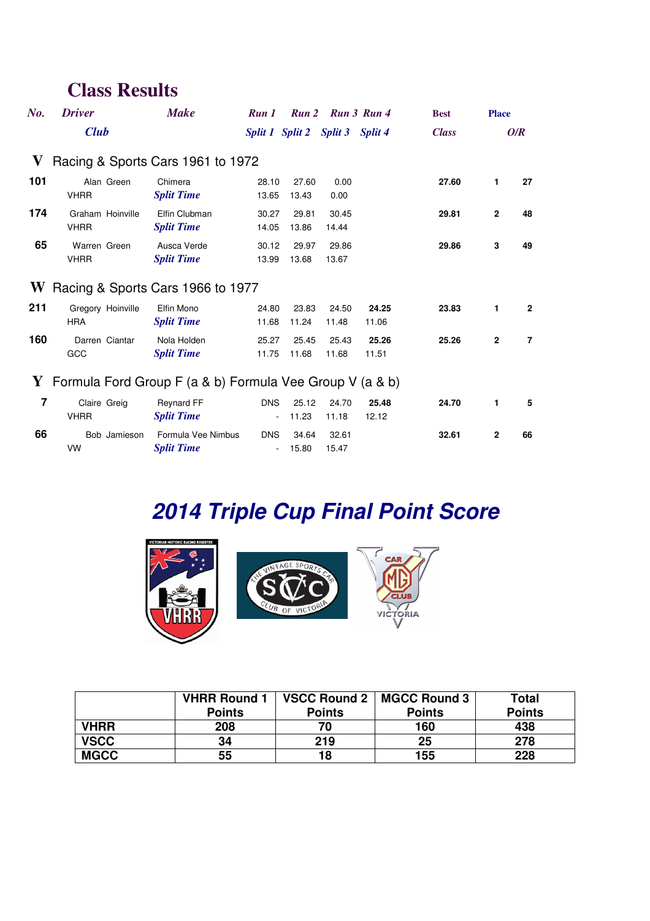## Class Results

| No. | Driver / Club | Make | Run 1 / Split 1 | Run 2 / Split 2 | Run 3 / Split 3 | Run 4 / Split 4 | Best Class | Place | O/R |
|---|---|---|---|---|---|---|---|---|---|
| **V** | **Racing & Sports Cars 1961 to 1972** | | | | | | | | |
| 101 | Alan Green | Chimera | 28.10 | 27.60 | 0.00 | | **27.60** | **1** | **27** |
| | VHRR | *Split Time* | 13.65 | 13.43 | 0.00 | | | | |
| 174 | Graham Hoinville | Elfin Clubman | 30.27 | 29.81 | 30.45 | | **29.81** | **2** | **48** |
| | VHRR | *Split Time* | 14.05 | 13.86 | 14.44 | | | | |
| 65 | Warren Green | Ausca Verde | 30.12 | 29.97 | 29.86 | | **29.86** | **3** | **49** |
| | VHRR | *Split Time* | 13.99 | 13.68 | 13.67 | | | | |
| **W** | **Racing & Sports Cars 1966 to 1977** | | | | | | | | |
| 211 | Gregory Hoinville | Elfin Mono | 24.80 | 23.83 | 24.50 | **24.25** | **23.83** | **1** | **2** |
| | HRA | *Split Time* | 11.68 | 11.24 | 11.48 | 11.06 | | | |
| 160 | Darren Ciantar | Nola Holden | 25.27 | 25.45 | 25.43 | **25.26** | **25.26** | **2** | **7** |
| | GCC | *Split Time* | 11.75 | 11.68 | 11.68 | 11.51 | | | |
| **Y** | **Formula Ford Group F (a & b) Formula Vee Group V (a & b)** | | | | | | | | |
| 7 | Claire Greig | Reynard FF | DNS | 25.12 | 24.70 | **25.48** | **24.70** | **1** | **5** |
| | VHRR | *Split Time* | - | 11.23 | 11.18 | 12.12 | | | |
| 66 | Bob Jamieson | Formula Vee Nimbus | DNS | 34.64 | 32.61 | | **32.61** | **2** | **66** |
| | VW | *Split Time* | - | 15.80 | 15.47 | | | | |

## *2014 Triple Cup Final Point Score*

| | VHRR Round 1 Points | VSCC Round 2 Points | MGCC Round 3 Points | Total Points |
|---|---|---|---|---|
| **VHRR** | **208** | **70** | **160** | **438** |
| **VSCC** | **34** | **219** | **25** | **278** |
| **MGCC** | **55** | **18** | **155** | **228** |